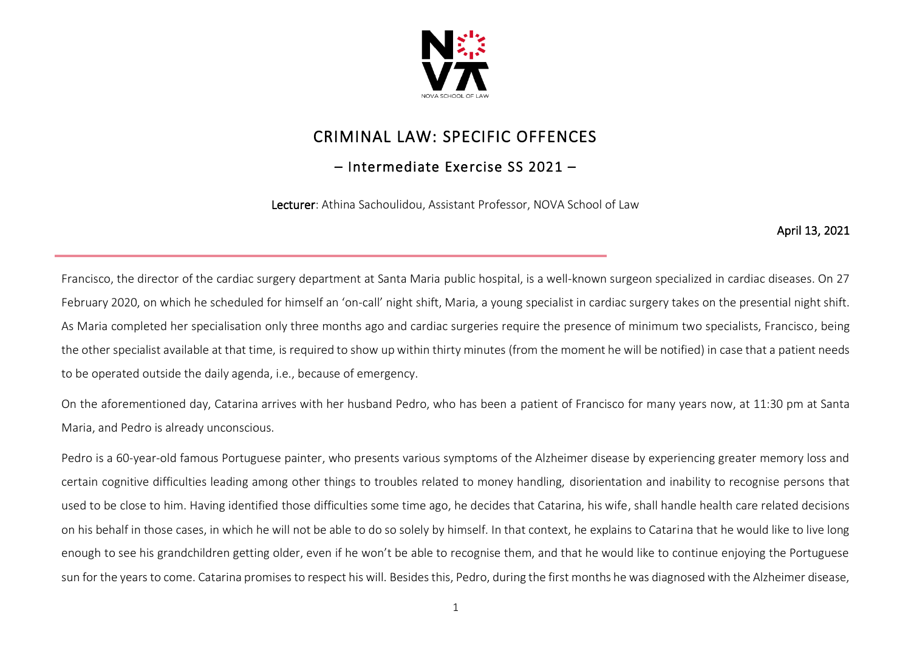# CRIMINAL LAW: SPECIFIC OFFENCES

## – Intermediate Exercise SS 2021 –

**Lecturer**: Athina Sachoulidou, Assistant Professor, NOVA School of Law

**April 13, 2021**

---

Francisco, the director of the cardiac surgery department at Santa Maria public hospital, is a well-known surgeon specialized in cardiac diseases. On 27 February 2020, on which he scheduled for himself an 'on-call' night shift, Maria, a young specialist in cardiac surgery takes on the presential night shift. As Maria completed her specialisation only three months ago and cardiac surgeries require the presence of minimum two specialists, Francisco, being the other specialist available at that time, is required to show up within thirty minutes (from the moment he will be notified) in case that a patient needs to be operated outside the daily agenda, i.e., because of emergency.

On the aforementioned day, Catarina arrives with her husband Pedro, who has been a patient of Francisco for many years now, at 11:30 pm at Santa Maria, and Pedro is already unconscious.

Pedro is a 60-year-old famous Portuguese painter, who presents various symptoms of the Alzheimer disease by experiencing greater memory loss and certain cognitive difficulties leading among other things to troubles related to money handling, disorientation and inability to recognise persons that used to be close to him. Having identified those difficulties some time ago, he decides that Catarina, his wife, shall handle health care related decisions on his behalf in those cases, in which he will not be able to do so solely by himself. In that context, he explains to Catarina that he would like to live long enough to see his grandchildren getting older, even if he won't be able to recognise them, and that he would like to continue enjoying the Portuguese sun for the years to come. Catarina promises to respect his will. Besides this, Pedro, during the first months he was diagnosed with the Alzheimer disease,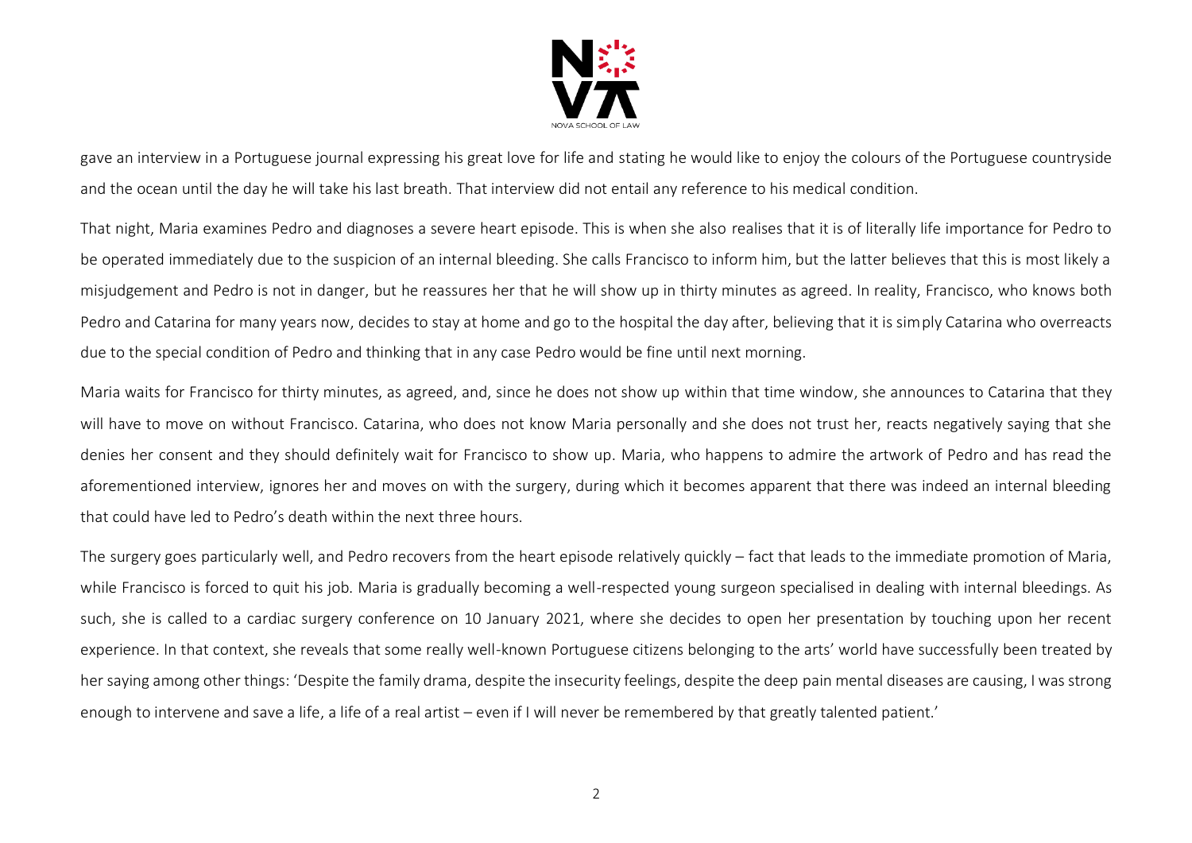gave an interview in a Portuguese journal expressing his great love for life and stating he would like to enjoy the colours of the Portuguese countryside and the ocean until the day he will take his last breath. That interview did not entail any reference to his medical condition.

That night, Maria examines Pedro and diagnoses a severe heart episode. This is when she also realises that it is of literally life importance for Pedro to be operated immediately due to the suspicion of an internal bleeding. She calls Francisco to inform him, but the latter believes that this is most likely a misjudgement and Pedro is not in danger, but he reassures her that he will show up in thirty minutes as agreed. In reality, Francisco, who knows both Pedro and Catarina for many years now, decides to stay at home and go to the hospital the day after, believing that it is simply Catarina who overreacts due to the special condition of Pedro and thinking that in any case Pedro would be fine until next morning.

Maria waits for Francisco for thirty minutes, as agreed, and, since he does not show up within that time window, she announces to Catarina that they will have to move on without Francisco. Catarina, who does not know Maria personally and she does not trust her, reacts negatively saying that she denies her consent and they should definitely wait for Francisco to show up. Maria, who happens to admire the artwork of Pedro and has read the aforementioned interview, ignores her and moves on with the surgery, during which it becomes apparent that there was indeed an internal bleeding that could have led to Pedro's death within the next three hours.

The surgery goes particularly well, and Pedro recovers from the heart episode relatively quickly – fact that leads to the immediate promotion of Maria, while Francisco is forced to quit his job. Maria is gradually becoming a well-respected young surgeon specialised in dealing with internal bleedings. As such, she is called to a cardiac surgery conference on 10 January 2021, where she decides to open her presentation by touching upon her recent experience. In that context, she reveals that some really well-known Portuguese citizens belonging to the arts' world have successfully been treated by her saying among other things: 'Despite the family drama, despite the insecurity feelings, despite the deep pain mental diseases are causing, I was strong enough to intervene and save a life, a life of a real artist – even if I will never be remembered by that greatly talented patient.'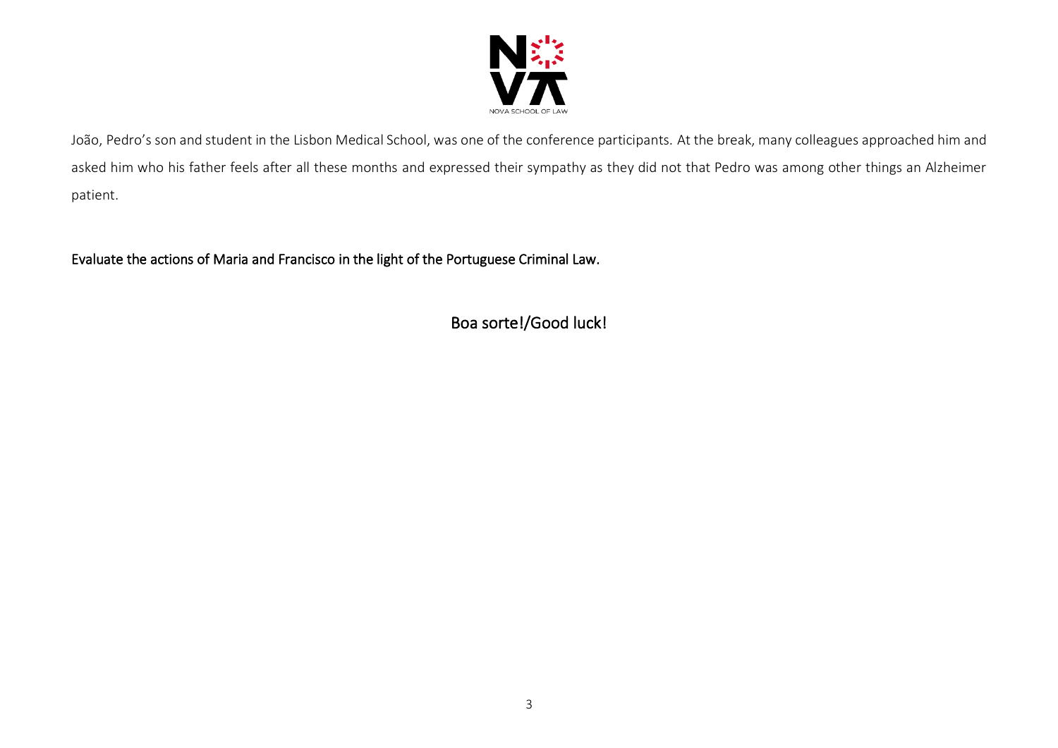João, Pedro's son and student in the Lisbon Medical School, was one of the conference participants. At the break, many colleagues approached him and asked him who his father feels after all these months and expressed their sympathy as they did not that Pedro was among other things an Alzheimer patient.

**Evaluate the actions of Maria and Francisco in the light of the Portuguese Criminal Law.**

Boa sorte!/Good luck!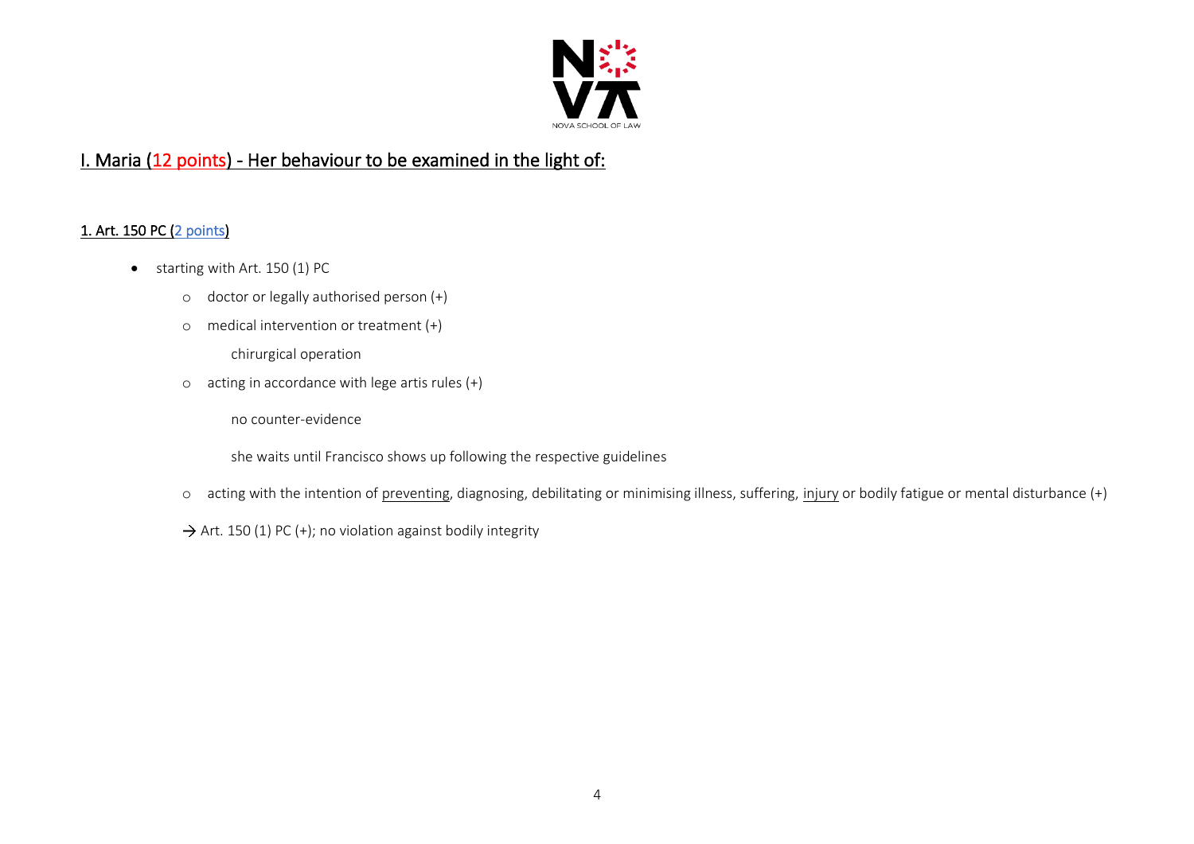## I. Maria (12 points) - Her behaviour to be examined in the light of:

### 1. Art. 150 PC (2 points)

- starting with Art. 150 (1) PC
  - doctor or legally authorised person (+)
  - medical intervention or treatment (+)

    chirurgical operation
  - acting in accordance with lege artis rules (+)

    no counter-evidence

    she waits until Francisco shows up following the respective guidelines
  - acting with the intention of preventing, diagnosing, debilitating or minimising illness, suffering, injury or bodily fatigue or mental disturbance (+)

  → Art. 150 (1) PC (+); no violation against bodily integrity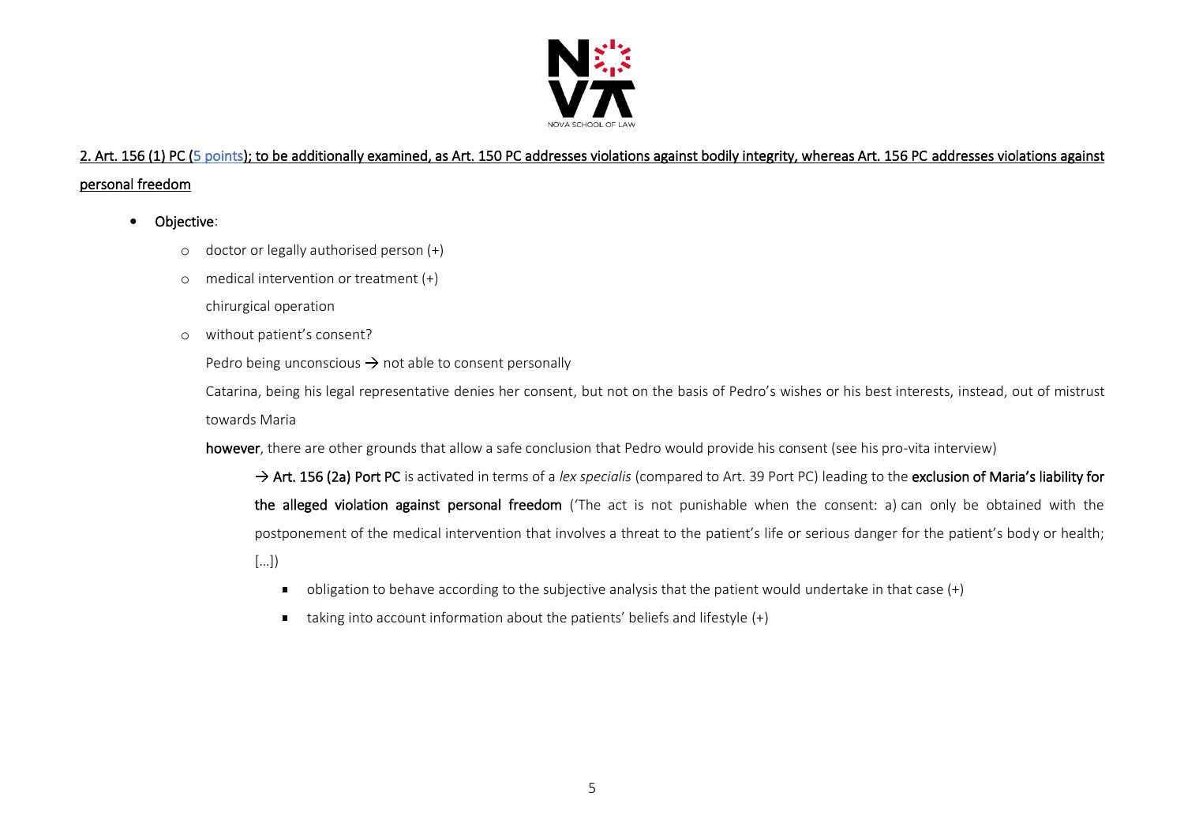2. Art. 156 (1) PC (5 points); to be additionally examined, as Art. 150 PC addresses violations against bodily integrity, whereas Art. 156 PC addresses violations against personal freedom

- Objective:
  - doctor or legally authorised person (+)
  - medical intervention or treatment (+)

    chirurgical operation
  - without patient's consent?

    Pedro being unconscious → not able to consent personally

    Catarina, being his legal representative denies her consent, but not on the basis of Pedro's wishes or his best interests, instead, out of mistrust towards Maria

  **however**, there are other grounds that allow a safe conclusion that Pedro would provide his consent (see his pro-vita interview)

  → **Art. 156 (2a) Port PC** is activated in terms of a *lex specialis* (compared to Art. 39 Port PC) leading to the **exclusion of Maria's liability for the alleged violation against personal freedom** ('The act is not punishable when the consent: a) can only be obtained with the postponement of the medical intervention that involves a threat to the patient's life or serious danger for the patient's body or health; […])

  - obligation to behave according to the subjective analysis that the patient would undertake in that case (+)
  - taking into account information about the patients' beliefs and lifestyle (+)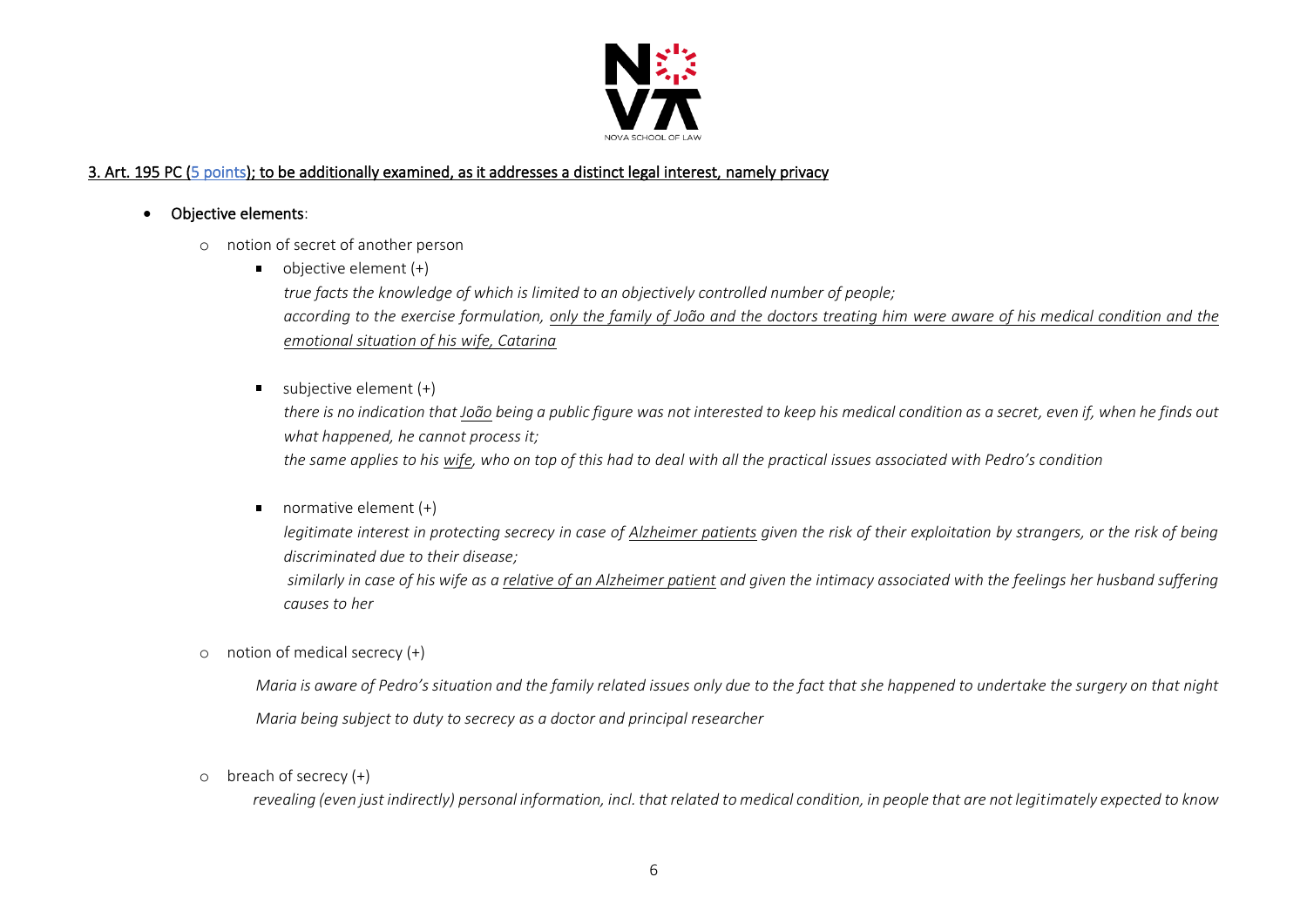<u>3. Art. 195 PC (5 points); to be additionally examined, as it addresses a distinct legal interest, namely privacy</u>

- **Objective elements**:
  - notion of secret of another person
    - objective element (+)

      *true facts the knowledge of which is limited to an objectively controlled number of people;*
      *according to the exercise formulation, <u>only the family of João and the doctors treating him were aware of his medical condition and the emotional situation of his wife, Catarina</u>*

    - subjective element (+)

      *there is no indication that <u>João</u> being a public figure was not interested to keep his medical condition as a secret, even if, when he finds out what happened, he cannot process it;*
      *the same applies to his <u>wife</u>, who on top of this had to deal with all the practical issues associated with Pedro's condition*

    - normative element (+)

      *legitimate interest in protecting secrecy in case of <u>Alzheimer patients</u> given the risk of their exploitation by strangers, or the risk of being discriminated due to their disease;*
      *similarly in case of his wife as a <u>relative of an Alzheimer patient</u> and given the intimacy associated with the feelings her husband suffering causes to her*

  - notion of medical secrecy (+)

    *Maria is aware of Pedro's situation and the family related issues only due to the fact that she happened to undertake the surgery on that night*

    *Maria being subject to duty to secrecy as a doctor and principal researcher*

  - breach of secrecy (+)

    *revealing (even just indirectly) personal information, incl. that related to medical condition, in people that are not legitimately expected to know*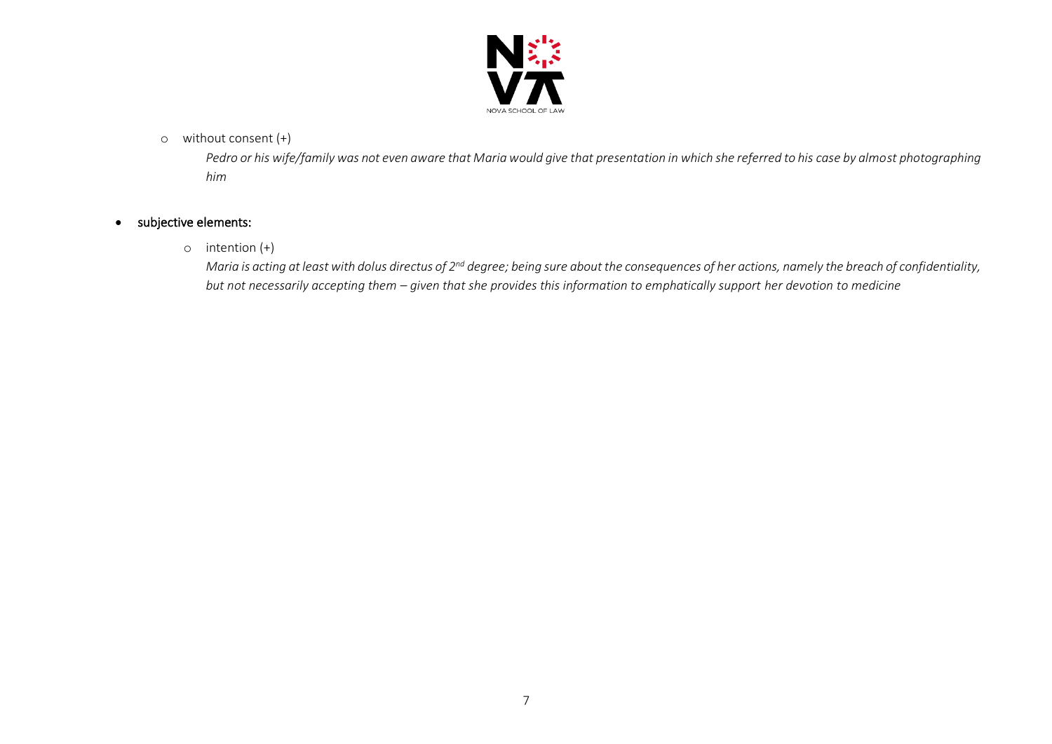- without consent (+)

  *Pedro or his wife/family was not even aware that Maria would give that presentation in which she referred to his case by almost photographing him*

- subjective elements:

  - intention (+)

    *Maria is acting at least with dolus directus of 2nd degree; being sure about the consequences of her actions, namely the breach of confidentiality, but not necessarily accepting them – given that she provides this information to emphatically support her devotion to medicine*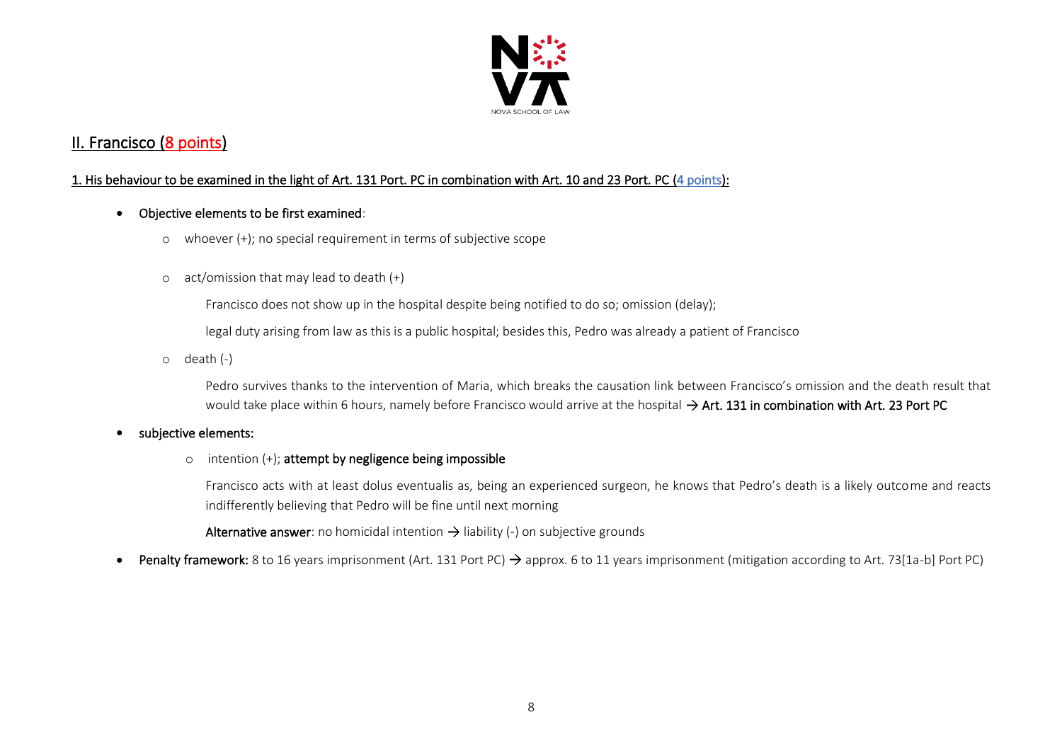## II. Francisco (8 points)

### 1. His behaviour to be examined in the light of Art. 131 Port. PC in combination with Art. 10 and 23 Port. PC (4 points):

- **Objective elements to be first examined**:
  - whoever (+); no special requirement in terms of subjective scope
  - act/omission that may lead to death (+)

    Francisco does not show up in the hospital despite being notified to do so; omission (delay);

    legal duty arising from law as this is a public hospital; besides this, Pedro was already a patient of Francisco
  - death (-)

    Pedro survives thanks to the intervention of Maria, which breaks the causation link between Francisco's omission and the death result that would take place within 6 hours, namely before Francisco would arrive at the hospital → **Art. 131 in combination with Art. 23 Port PC**

- **subjective elements:**
  - intention (+); **attempt by negligence being impossible**

    Francisco acts with at least dolus eventualis as, being an experienced surgeon, he knows that Pedro's death is a likely outcome and reacts indifferently believing that Pedro will be fine until next morning

    **Alternative answer**: no homicidal intention → liability (-) on subjective grounds

- **Penalty framework:** 8 to 16 years imprisonment (Art. 131 Port PC) → approx. 6 to 11 years imprisonment (mitigation according to Art. 73[1a-b] Port PC)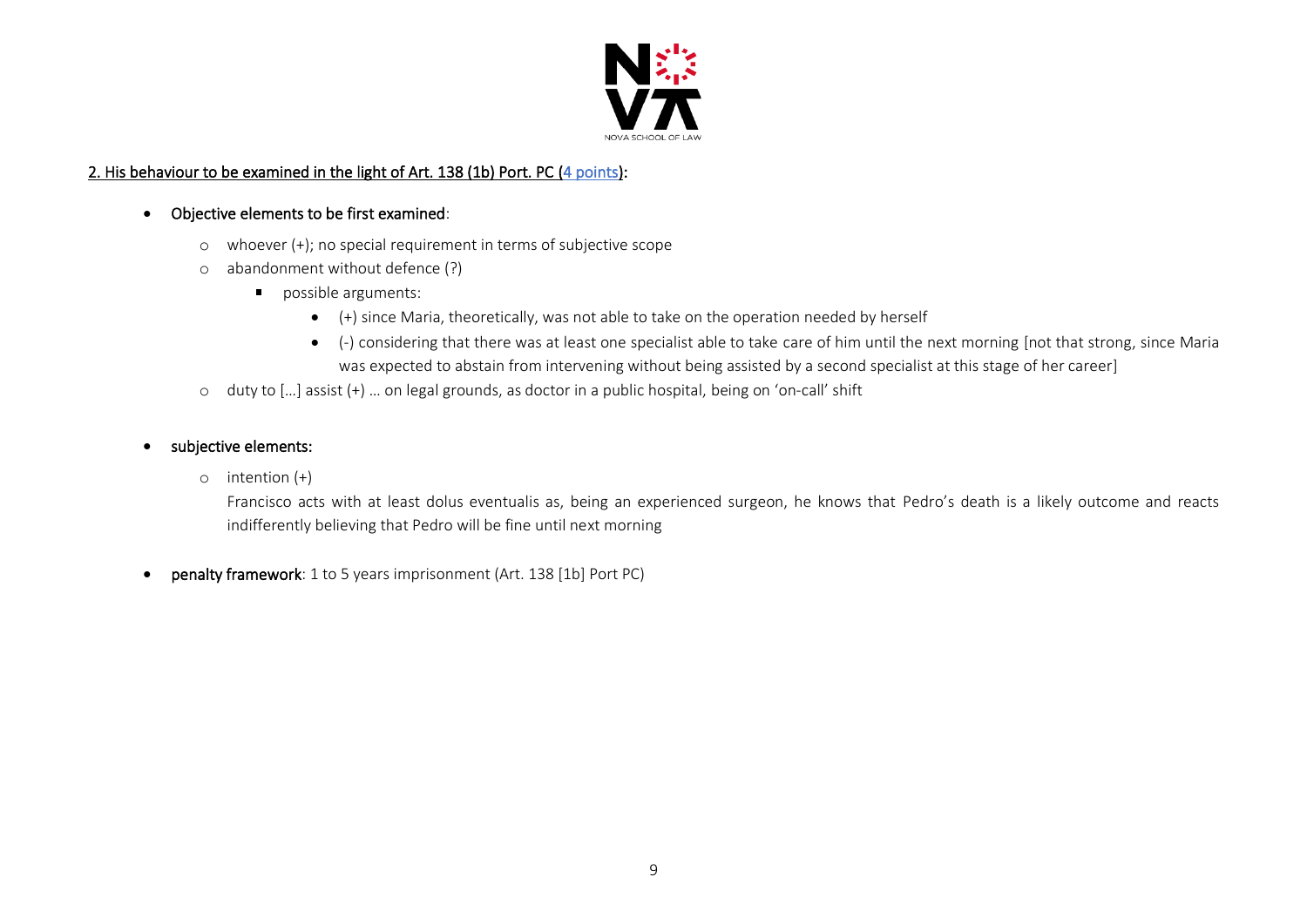## 2. His behaviour to be examined in the light of Art. 138 (1b) Port. PC (4 points):

- **Objective elements to be first examined**:
  - whoever (+); no special requirement in terms of subjective scope
  - abandonment without defence (?)
    - possible arguments:
      - (+) since Maria, theoretically, was not able to take on the operation needed by herself
      - (-) considering that there was at least one specialist able to take care of him until the next morning [not that strong, since Maria was expected to abstain from intervening without being assisted by a second specialist at this stage of her career]
  - duty to […] assist (+) … on legal grounds, as doctor in a public hospital, being on 'on-call' shift

- **subjective elements:**
  - intention (+)

    Francisco acts with at least dolus eventualis as, being an experienced surgeon, he knows that Pedro's death is a likely outcome and reacts indifferently believing that Pedro will be fine until next morning

- **penalty framework**: 1 to 5 years imprisonment (Art. 138 [1b] Port PC)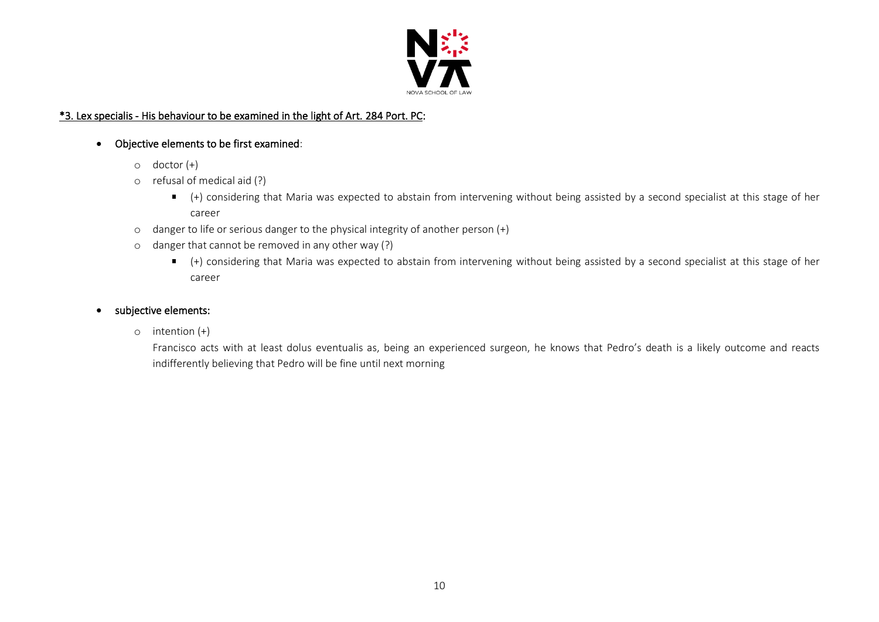<u>*3. Lex specialis - His behaviour to be examined in the light of Art. 284 Port. PC</u>:

- <u>Objective elements to be first examined</u>:
  - doctor (+)
  - refusal of medical aid (?)
    - (+) considering that Maria was expected to abstain from intervening without being assisted by a second specialist at this stage of her career
  - danger to life or serious danger to the physical integrity of another person (+)
  - danger that cannot be removed in any other way (?)
    - (+) considering that Maria was expected to abstain from intervening without being assisted by a second specialist at this stage of her career

- subjective elements:
  - intention (+)

    Francisco acts with at least dolus eventualis as, being an experienced surgeon, he knows that Pedro's death is a likely outcome and reacts indifferently believing that Pedro will be fine until next morning